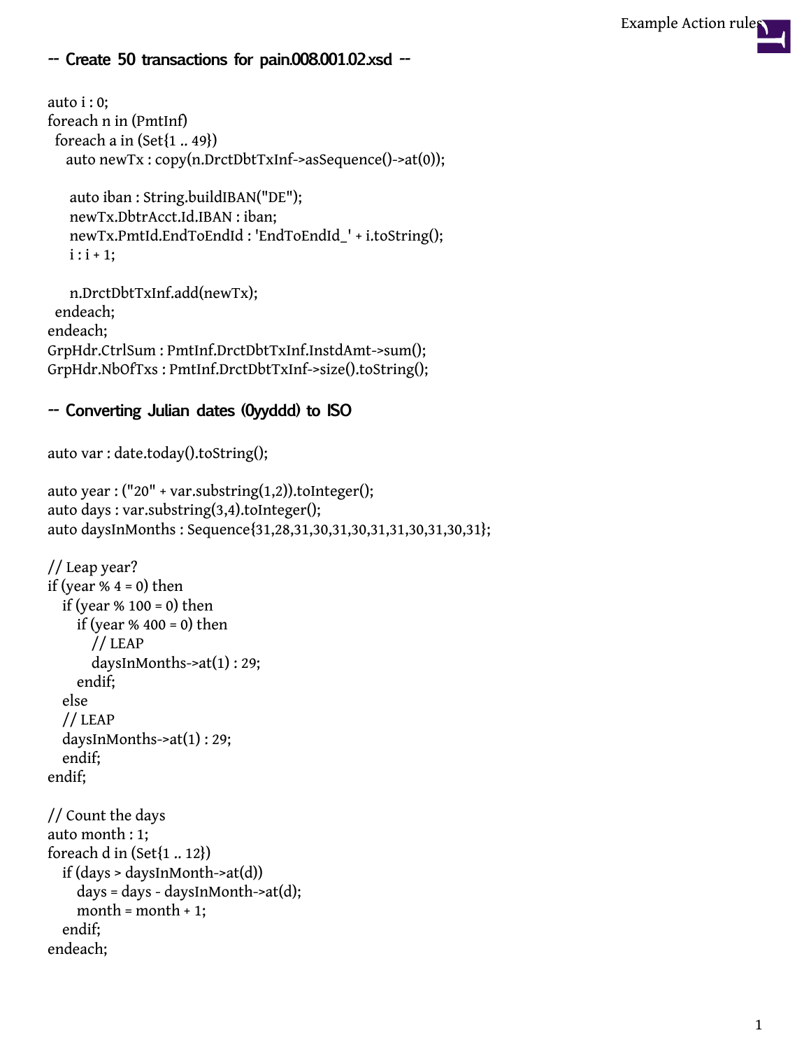## -- Create 50 transactions for pain.008.001.02.xsd --

```
auto i : 0;
foreach n in (PmtInf)
  foreach a in (Set{1 .. 49})
    auto newTx : copy(n.DrctDbtTxInf->asSequence()->at(0));

     auto iban : String.buildIBAN("DE");
     newTx.DbtrAcct.Id.IBAN : iban;
     newTx.PmtId.EndToEndId : 'EndToEndId_' + i.toString();
     i : i + 1;

     n.DrctDbtTxInf.add(newTx);
  endeach;
endeach;
GrpHdr.CtrlSum : PmtInf.DrctDbtTxInf.InstdAmt->sum();
GrpHdr.NbOfTxs : PmtInf.DrctDbtTxInf->size().toString();
```

## -- Converting Julian dates (0yyddd) to ISO

```
auto var : date.today().toString();

auto year : ("20" + var.substring(1,2)).toInteger();
auto days : var.substring(3,4).toInteger();
auto daysInMonths : Sequence{31,28,31,30,31,30,31,31,30,31,30,31};

// Leap year?
if (year % 4 = 0) then
   if (year % 100 = 0) then
      if (year % 400 = 0) then
         // LEAP
         daysInMonths->at(1) : 29;
      endif;
   else
   // LEAP
   daysInMonths->at(1) : 29;
   endif;
endif;

// Count the days
auto month : 1;
foreach d in (Set{1 .. 12})
   if (days > daysInMonth->at(d))
      days = days - daysInMonth->at(d);
      month = month + 1;
   endif;
endeach;
```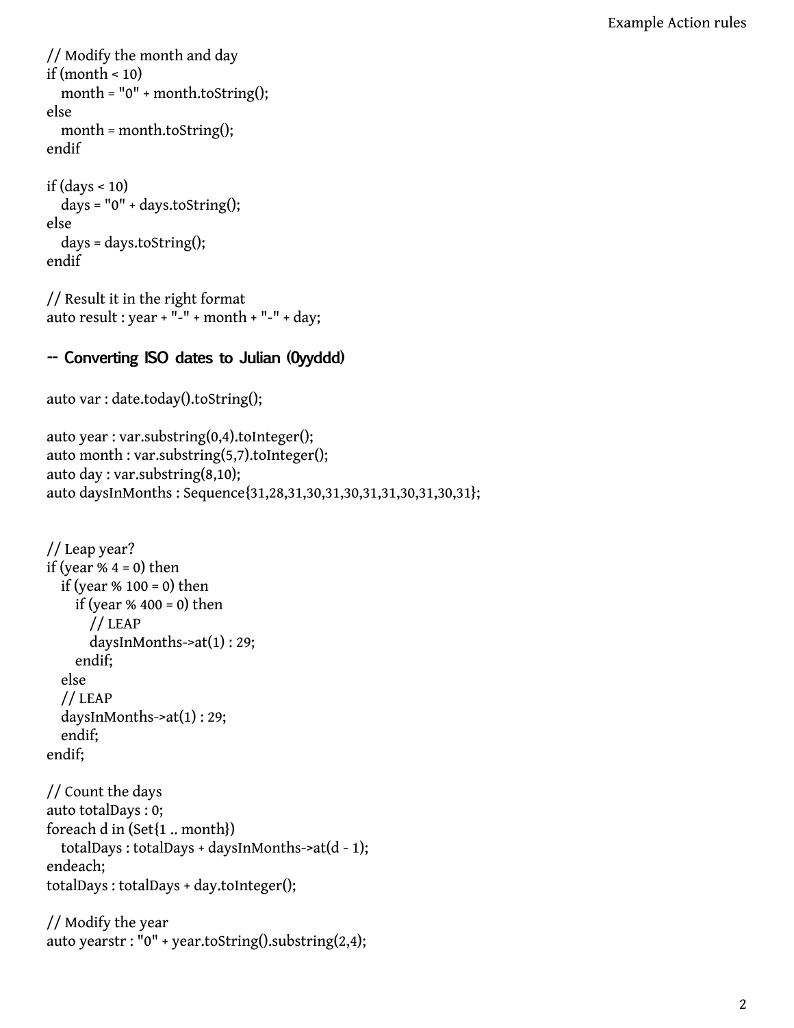```
// Modify the month and day
if (month < 10)
   month = "0" + month.toString();
else
   month = month.toString();
endif

if (days < 10)
   days = "0" + days.toString();
else
   days = days.toString();
endif

// Result it in the right format
auto result : year + "-" + month + "-" + day;
```

## -- Converting ISO dates to Julian (0yyddd)

```
auto var : date.today().toString();

auto year : var.substring(0,4).toInteger();
auto month : var.substring(5,7).toInteger();
auto day : var.substring(8,10);
auto daysInMonths : Sequence{31,28,31,30,31,30,31,31,30,31,30,31};


// Leap year?
if (year % 4 = 0) then
   if (year % 100 = 0) then
      if (year % 400 = 0) then
         // LEAP
         daysInMonths->at(1) : 29;
      endif;
   else
   // LEAP
   daysInMonths->at(1) : 29;
   endif;
endif;

// Count the days
auto totalDays : 0;
foreach d in (Set{1 .. month})
   totalDays : totalDays + daysInMonths->at(d - 1);
endeach;
totalDays : totalDays + day.toInteger();

// Modify the year
auto yearstr : "0" + year.toString().substring(2,4);
```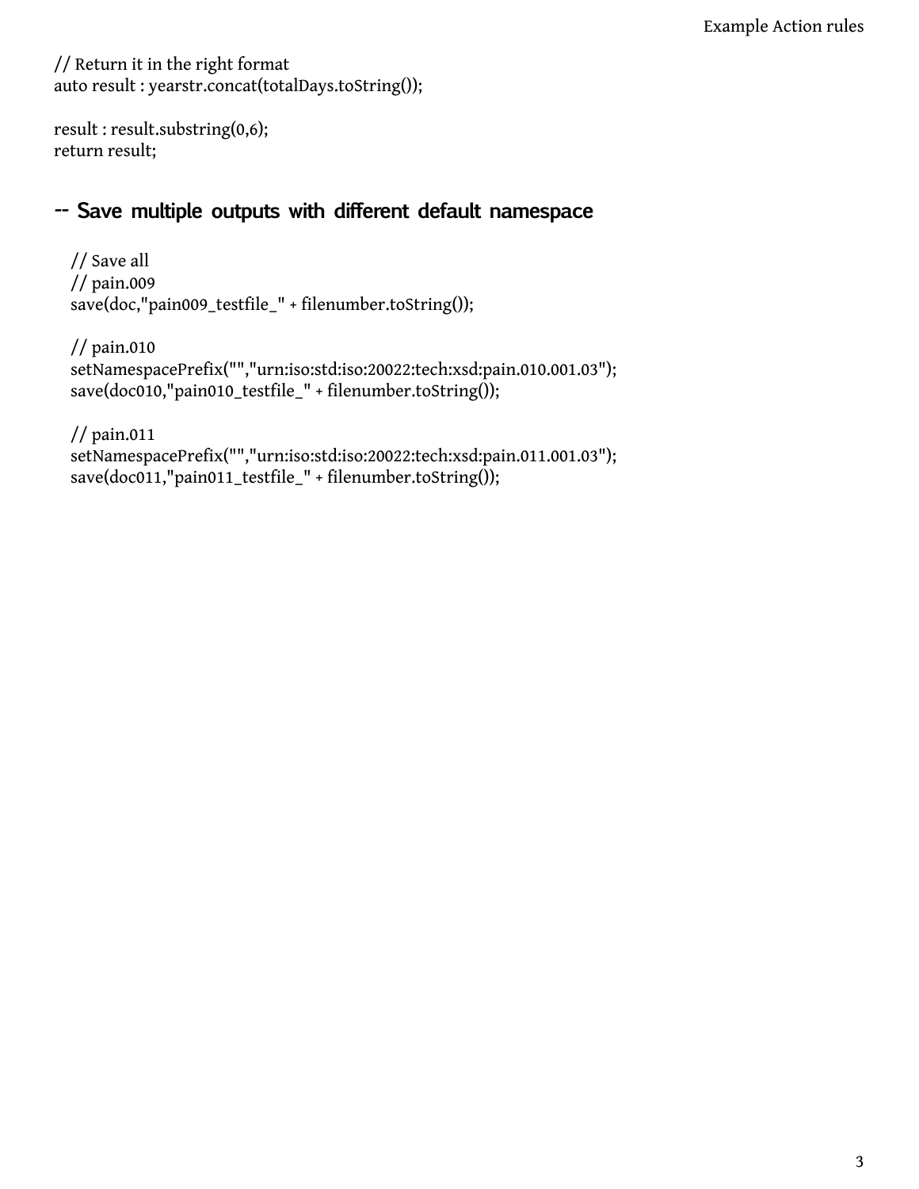```
// Return it in the right format
auto result : yearstr.concat(totalDays.toString());

result : result.substring(0,6);
return result;
```

## -- Save multiple outputs with different default namespace

```
// Save all
// pain.009
save(doc,"pain009_testfile_" + filenumber.toString());

// pain.010
setNamespacePrefix("","urn:iso:std:iso:20022:tech:xsd:pain.010.001.03");
save(doc010,"pain010_testfile_" + filenumber.toString());

// pain.011
setNamespacePrefix("","urn:iso:std:iso:20022:tech:xsd:pain.011.001.03");
save(doc011,"pain011_testfile_" + filenumber.toString());
```